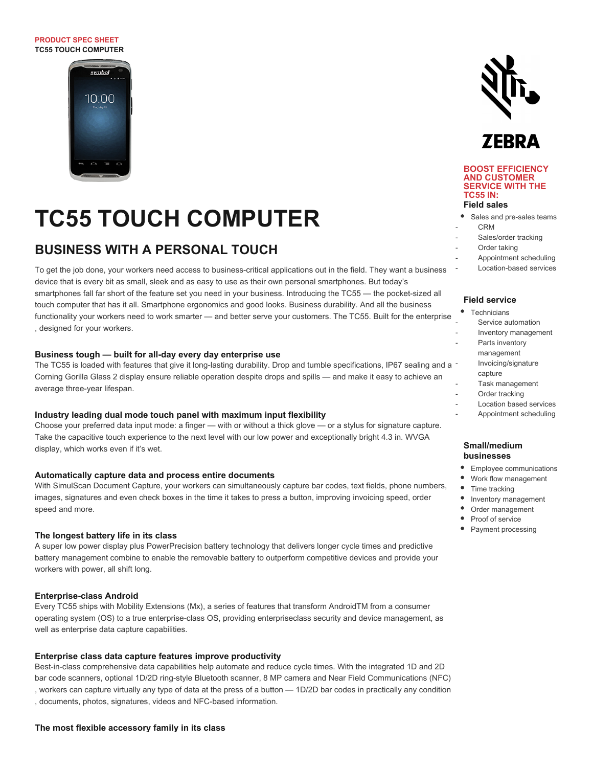PRODUCT SPEC SHEET
TC55 TOUCH COMPUTER

# TC55 TOUCH COMPUTER

## BUSINESS WITH A PERSONAL TOUCH

To get the job done, your workers need access to business-critical applications out in the field. They want a business device that is every bit as small, sleek and as easy to use as their own personal smartphones. But today's smartphones fall far short of the feature set you need in your business. Introducing the TC55 — the pocket-sized all touch computer that has it all. Smartphone ergonomics and good looks. Business durability. And all the business functionality your workers need to work smarter — and better serve your customers. The TC55. Built for the enterprise , designed for your workers.

### Business tough — built for all-day every day enterprise use

The TC55 is loaded with features that give it long-lasting durability. Drop and tumble specifications, IP67 sealing and a Corning Gorilla Glass 2 display ensure reliable operation despite drops and spills — and make it easy to achieve an average three-year lifespan.

### Industry leading dual mode touch panel with maximum input flexibility

Choose your preferred data input mode: a finger — with or without a thick glove — or a stylus for signature capture. Take the capacitive touch experience to the next level with our low power and exceptionally bright 4.3 in. WVGA display, which works even if it's wet.

### Automatically capture data and process entire documents

With SimulScan Document Capture, your workers can simultaneously capture bar codes, text fields, phone numbers, images, signatures and even check boxes in the time it takes to press a button, improving invoicing speed, order speed and more.

### The longest battery life in its class

A super low power display plus PowerPrecision battery technology that delivers longer cycle times and predictive battery management combine to enable the removable battery to outperform competitive devices and provide your workers with power, all shift long.

### Enterprise-class Android

Every TC55 ships with Mobility Extensions (Mx), a series of features that transform AndroidTM from a consumer operating system (OS) to a true enterprise-class OS, providing enterpriseclass security and device management, as well as enterprise data capture capabilities.

### Enterprise class data capture features improve productivity

Best-in-class comprehensive data capabilities help automate and reduce cycle times. With the integrated 1D and 2D bar code scanners, optional 1D/2D ring-style Bluetooth scanner, 8 MP camera and Near Field Communications (NFC) , workers can capture virtually any type of data at the press of a button — 1D/2D bar codes in practically any condition , documents, photos, signatures, videos and NFC-based information.

### The most flexible accessory family in its class

ZEBRA

## BOOST EFFICIENCY AND CUSTOMER SERVICE WITH THE TC55 IN:

### Field sales

- Sales and pre-sales teams
  - CRM
  - Sales/order tracking
  - Order taking
  - Appointment scheduling
  - Location-based services

### Field service

- Technicians
  - Service automation
  - Inventory management
  - Parts inventory management
  - Invoicing/signature capture
  - Task management
  - Order tracking
  - Location based services
  - Appointment scheduling

### Small/medium businesses

- Employee communications
- Work flow management
- Time tracking
- Inventory management
- Order management
- Proof of service
- Payment processing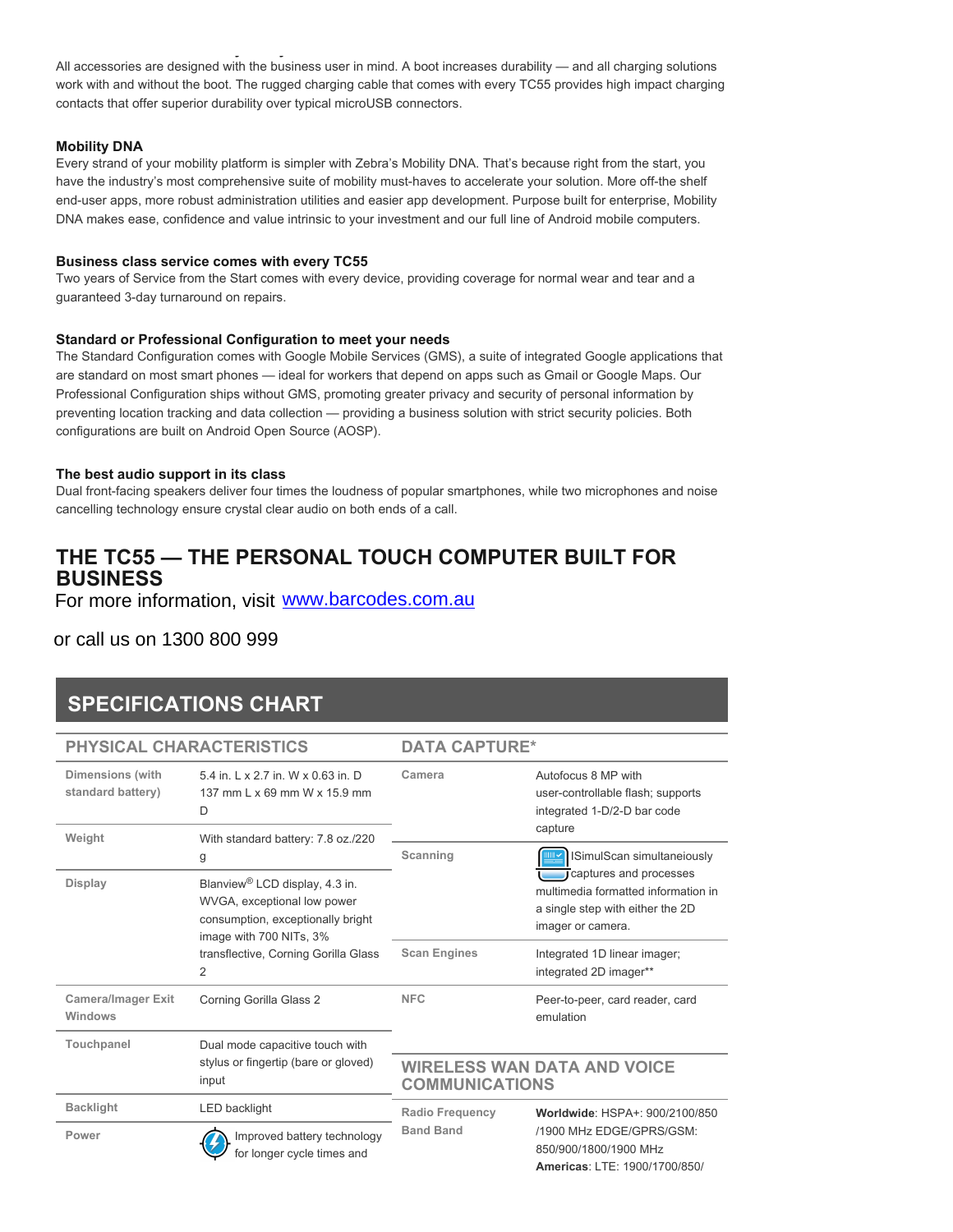All accessories are designed with the business user in mind. A boot increases durability — and all charging solutions work with and without the boot. The rugged charging cable that comes with every TC55 provides high impact charging contacts that offer superior durability over typical microUSB connectors.

**Mobility DNA**
Every strand of your mobility platform is simpler with Zebra's Mobility DNA. That's because right from the start, you have the industry's most comprehensive suite of mobility must-haves to accelerate your solution. More off-the shelf end-user apps, more robust administration utilities and easier app development. Purpose built for enterprise, Mobility DNA makes ease, confidence and value intrinsic to your investment and our full line of Android mobile computers.

**Business class service comes with every TC55**
Two years of Service from the Start comes with every device, providing coverage for normal wear and tear and a guaranteed 3-day turnaround on repairs.

**Standard or Professional Configuration to meet your needs**
The Standard Configuration comes with Google Mobile Services (GMS), a suite of integrated Google applications that are standard on most smart phones — ideal for workers that depend on apps such as Gmail or Google Maps. Our Professional Configuration ships without GMS, promoting greater privacy and security of personal information by preventing location tracking and data collection — providing a business solution with strict security policies. Both configurations are built on Android Open Source (AOSP).

**The best audio support in its class**
Dual front-facing speakers deliver four times the loudness of popular smartphones, while two microphones and noise cancelling technology ensure crystal clear audio on both ends of a call.

## THE TC55 — THE PERSONAL TOUCH COMPUTER BUILT FOR BUSINESS

For more information, visit www.barcodes.com.au

or call us on 1300 800 999

## SPECIFICATIONS CHART

### PHYSICAL CHARACTERISTICS

| | |
|---|---|
| Dimensions (with standard battery) | 5.4 in. L x 2.7 in. W x 0.63 in. D 137 mm L x 69 mm W x 15.9 mm D |
| Weight | With standard battery: 7.8 oz./220 g |
| Display | Blanview® LCD display, 4.3 in. WVGA, exceptional low power consumption, exceptionally bright image with 700 NITs, 3% transflective, Corning Gorilla Glass 2 |
| Camera/Imager Exit Windows | Corning Gorilla Glass 2 |
| Touchpanel | Dual mode capacitive touch with stylus or fingertip (bare or gloved) input |
| Backlight | LED backlight |
| Power | Improved battery technology for longer cycle times and |

### DATA CAPTURE*

| | |
|---|---|
| Camera | Autofocus 8 MP with user-controllable flash; supports integrated 1-D/2-D bar code capture |
| Scanning | SimulScan simultaneiously captures and processes multimedia formatted information in a single step with either the 2D imager or camera. |
| Scan Engines | Integrated 1D linear imager; integrated 2D imager** |
| NFC | Peer-to-peer, card reader, card emulation |

### WIRELESS WAN DATA AND VOICE COMMUNICATIONS

| | |
|---|---|
| Radio Frequency Band Band | **Worldwide**: HSPA+: 900/2100/850 /1900 MHz EDGE/GPRS/GSM: 850/900/1800/1900 MHz **Americas**: LTE: 1900/1700/850/ |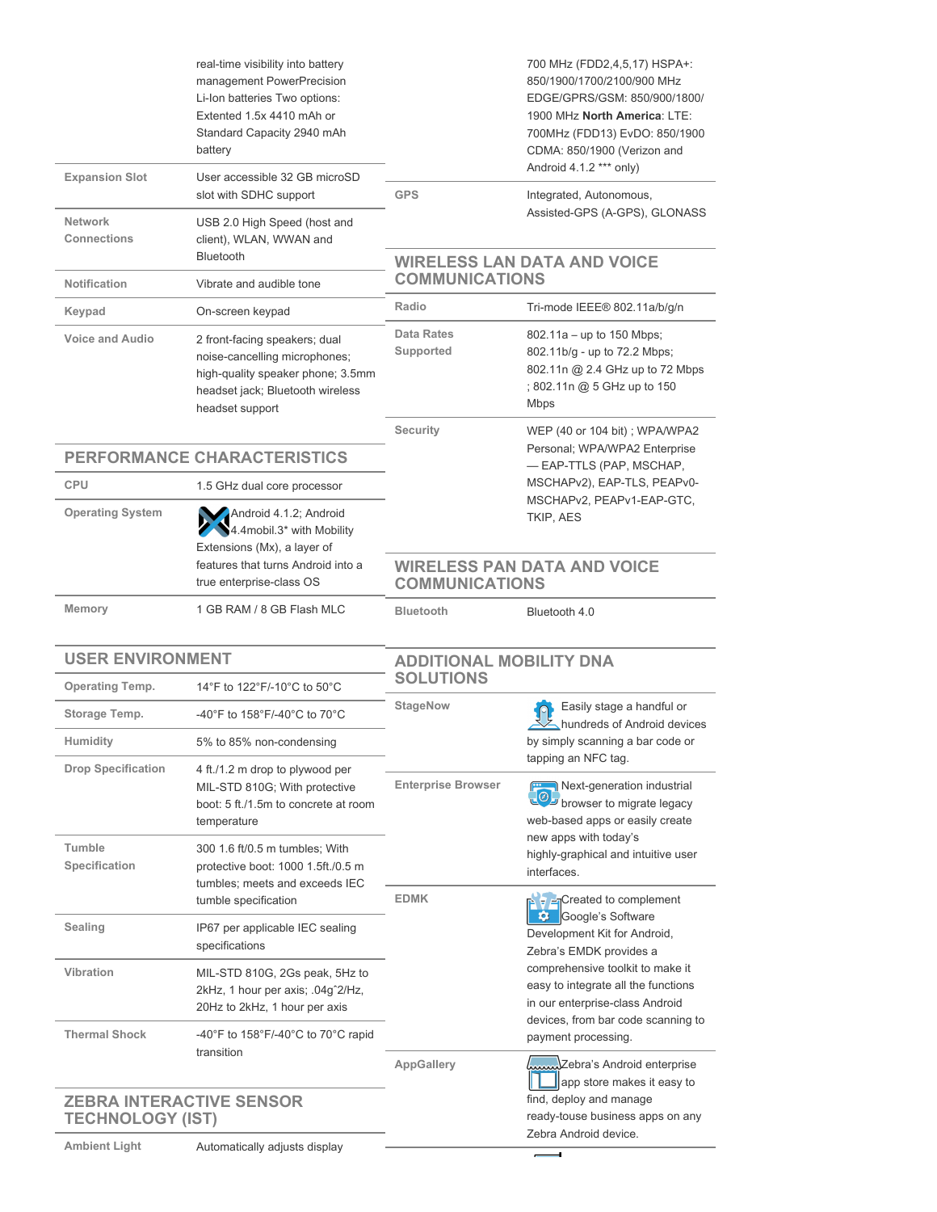| | |
|---|---|
| | real-time visibility into battery management PowerPrecision Li-Ion batteries Two options: Extented 1.5x 4410 mAh or Standard Capacity 2940 mAh battery |
| **Expansion Slot** | User accessible 32 GB microSD slot with SDHC support |
| **Network Connections** | USB 2.0 High Speed (host and client), WLAN, WWAN and Bluetooth |
| **Notification** | Vibrate and audible tone |
| **Keypad** | On-screen keypad |
| **Voice and Audio** | 2 front-facing speakers; dual noise-cancelling microphones; high-quality speaker phone; 3.5mm headset jack; Bluetooth wireless headset support |

## PERFORMANCE CHARACTERISTICS

| | |
|---|---|
| **CPU** | 1.5 GHz dual core processor |
| **Operating System** | Android 4.1.2; Android 4.4mobil.3* with Mobility Extensions (Mx), a layer of features that turns Android into a true enterprise-class OS |
| **Memory** | 1 GB RAM / 8 GB Flash MLC |

## USER ENVIRONMENT

| | |
|---|---|
| **Operating Temp.** | 14°F to 122°F/-10°C to 50°C |
| **Storage Temp.** | -40°F to 158°F/-40°C to 70°C |
| **Humidity** | 5% to 85% non-condensing |
| **Drop Specification** | 4 ft./1.2 m drop to plywood per MIL-STD 810G; With protective boot: 5 ft./1.5m to concrete at room temperature |
| **Tumble Specification** | 300 1.6 ft/0.5 m tumbles; With protective boot: 1000 1.5ft./0.5 m tumbles; meets and exceeds IEC tumble specification |
| **Sealing** | IP67 per applicable IEC sealing specifications |
| **Vibration** | MIL-STD 810G, 2Gs peak, 5Hz to 2kHz, 1 hour per axis; .04g^2/Hz, 20Hz to 2kHz, 1 hour per axis |
| **Thermal Shock** | -40°F to 158°F/-40°C to 70°C rapid transition |

## ZEBRA INTERACTIVE SENSOR TECHNOLOGY (IST)

| | |
|---|---|
| **Ambient Light** | Automatically adjusts display |

| | |
|---|---|
| | 700 MHz (FDD2,4,5,17) HSPA+: 850/1900/1700/2100/900 MHz EDGE/GPRS/GSM: 850/900/1800/1900 MHz **North America**: LTE: 700MHz (FDD13) EvDO: 850/1900 CDMA: 850/1900 (Verizon and Android 4.1.2 *** only) |
| **GPS** | Integrated, Autonomous, Assisted-GPS (A-GPS), GLONASS |

## WIRELESS LAN DATA AND VOICE COMMUNICATIONS

| | |
|---|---|
| **Radio** | Tri-mode IEEE® 802.11a/b/g/n |
| **Data Rates Supported** | 802.11a – up to 150 Mbps; 802.11b/g - up to 72.2 Mbps; 802.11n @ 2.4 GHz up to 72 Mbps ; 802.11n @ 5 GHz up to 150 Mbps |
| **Security** | WEP (40 or 104 bit) ; WPA/WPA2 Personal; WPA/WPA2 Enterprise — EAP-TTLS (PAP, MSCHAP, MSCHAPv2), EAP-TLS, PEAPv0-MSCHAPv2, PEAPv1-EAP-GTC, TKIP, AES |

## WIRELESS PAN DATA AND VOICE COMMUNICATIONS

| | |
|---|---|
| **Bluetooth** | Bluetooth 4.0 |

## ADDITIONAL MOBILITY DNA SOLUTIONS

| | |
|---|---|
| **StageNow** | Easily stage a handful or hundreds of Android devices by simply scanning a bar code or tapping an NFC tag. |
| **Enterprise Browser** | Next-generation industrial browser to migrate legacy web-based apps or easily create new apps with today's highly-graphical and intuitive user interfaces. |
| **EDMK** | Created to complement Google's Software Development Kit for Android, Zebra's EMDK provides a comprehensive toolkit to make it easy to integrate all the functions in our enterprise-class Android devices, from bar code scanning to payment processing. |
| **AppGallery** | Zebra's Android enterprise app store makes it easy to find, deploy and manage ready-touse business apps on any Zebra Android device. |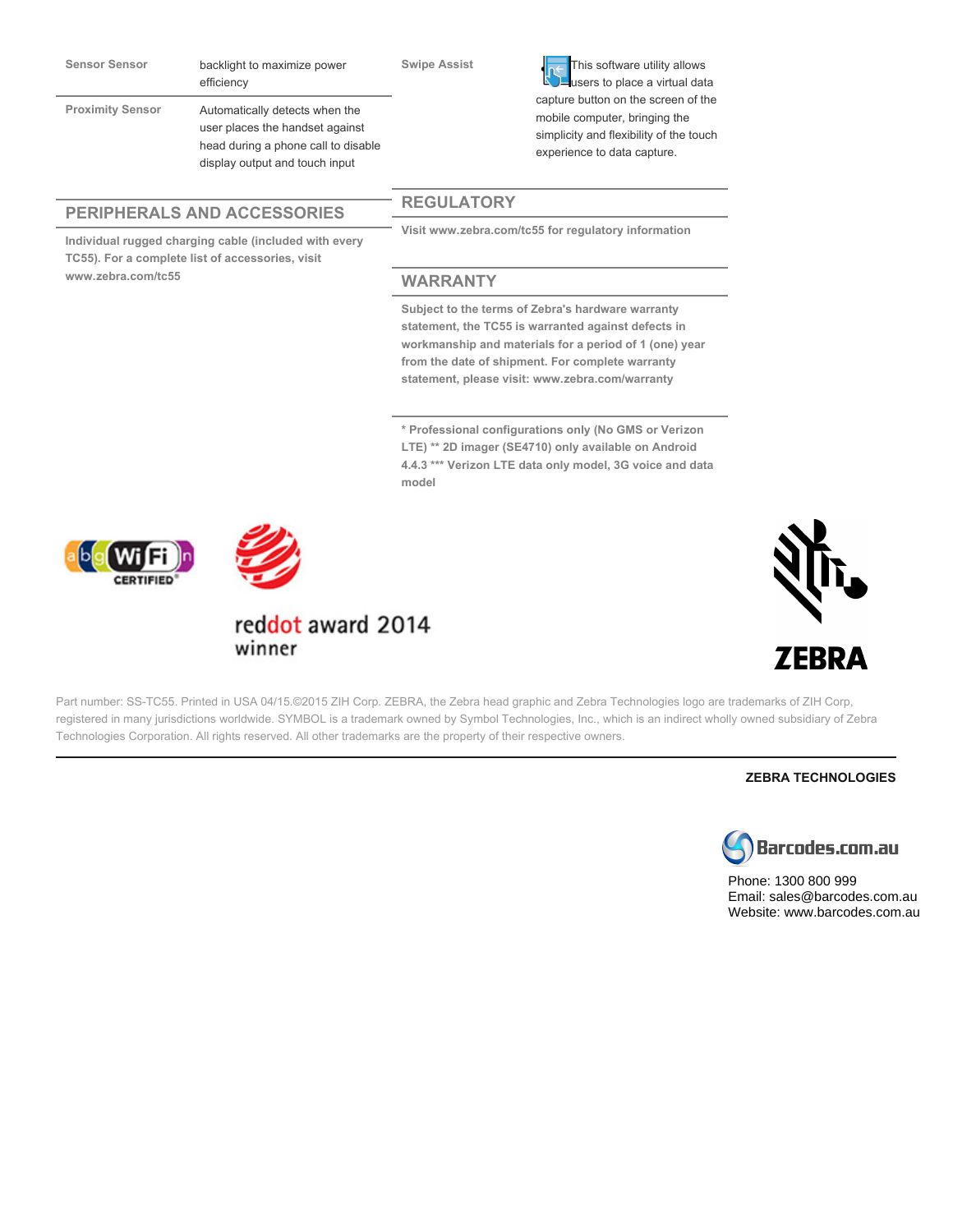| | |
|---|---|
| Sensor Sensor | backlight to maximize power efficiency |
| Proximity Sensor | Automatically detects when the user places the handset against head during a phone call to disable display output and touch input |
| Swipe Assist | This software utility allows users to place a virtual data capture button on the screen of the mobile computer, bringing the simplicity and flexibility of the touch experience to data capture. |

## PERIPHERALS AND ACCESSORIES

**Individual rugged charging cable (included with every TC55). For a complete list of accessories, visit www.zebra.com/tc55**

## REGULATORY

**Visit www.zebra.com/tc55 for regulatory information**

## WARRANTY

**Subject to the terms of Zebra's hardware warranty statement, the TC55 is warranted against defects in workmanship and materials for a period of 1 (one) year from the date of shipment. For complete warranty statement, please visit: www.zebra.com/warranty**

**\* Professional configurations only (No GMS or Verizon LTE) \*\* 2D imager (SE4710) only available on Android 4.4.3 \*\*\* Verizon LTE data only model, 3G voice and data model**

reddot award 2014
winner

ZEBRA

Part number: SS-TC55. Printed in USA 04/15.©2015 ZIH Corp. ZEBRA, the Zebra head graphic and Zebra Technologies logo are trademarks of ZIH Corp, registered in many jurisdictions worldwide. SYMBOL is a trademark owned by Symbol Technologies, Inc., which is an indirect wholly owned subsidiary of Zebra Technologies Corporation. All rights reserved. All other trademarks are the property of their respective owners.

**ZEBRA TECHNOLOGIES**

Barcodes.com.au

Phone: 1300 800 999
Email: sales@barcodes.com.au
Website: www.barcodes.com.au